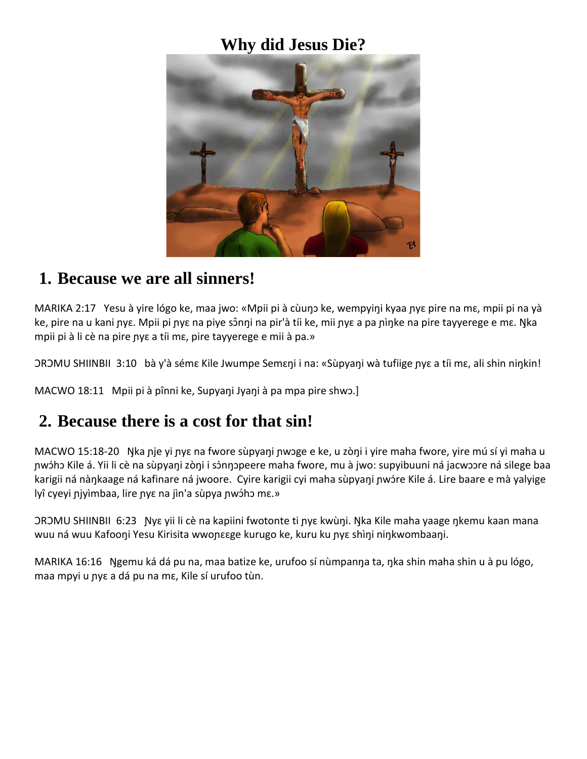# Why did Jesus Die?

## 1. Because we are all sinners!

MARIKA 2:17   Yesu à yire lógo ke, maa jwo: «Mpii pi à cùuŋɔ ke, wempyiŋi kyaa ɲyɛ pire na mɛ, mpii pi na yà ke, pire na u kani ɲyɛ. Mpii pi ɲyɛ na piye sɔ̂nŋi na pir'à tíi ke, mii ɲyɛ a pa ɲìŋke na pire tayyerege e mɛ. Ŋka mpii pi à li cè na pire ɲyɛ a tíi mɛ, pire tayyerege e mii à pa.»

ƆRƆMU SHIINBII  3:10   bà y'à sémɛ Kile Jwumpe Semɛŋi i na: «Sùpyaŋi wà tufiige ɲyɛ a tíi mɛ, ali shin niŋkin!

MACWO 18:11   Mpii pi à pînni ke, Supyaŋi Jyaŋi à pa mpa pire shwɔ.]

## 2. Because there is a cost for that sin!

MACWO 15:18-20   Ŋka ɲje yi ɲyɛ na fwore sùpyaŋi ɲwɔge e ke, u zòŋi i yire maha fwore, yire mú sí yi maha u ɲwɔ́hɔ Kile á. Yii li cè na sùpyaŋi zòŋi i sɔ̀nŋɔpeere maha fwore, mu à jwo: supyibuuni ná jacwɔɔre ná silege baa karigii ná nàŋkaage ná kafinare ná jwoore.  Cyire karigii cyi maha sùpyaŋi ɲwɔ́re Kile á. Lire baare e mà yalyige lyî cyeyi ɲjyìmbaa, lire ɲyɛ na jìn'a sùpya ɲwɔ́hɔ mɛ.»

ƆRƆMU SHIINBII  6:23   Ɲyɛ yii li cè na kapiini fwotonte ti ɲyɛ kwùŋi. Ŋka Kile maha yaage ŋkemu kaan mana wuu ná wuu Kafooŋi Yesu Kirisita wwoɲɛɛge kurugo ke, kuru ku ɲyɛ shìŋi niŋkwombaaŋi.

MARIKA 16:16   Ŋgemu ká dá pu na, maa batize ke, urufoo sí nùmpanŋa ta, ŋka shin maha shin u à pu lógo, maa mpyi u ɲyɛ a dá pu na mɛ, Kile sí urufoo tùn.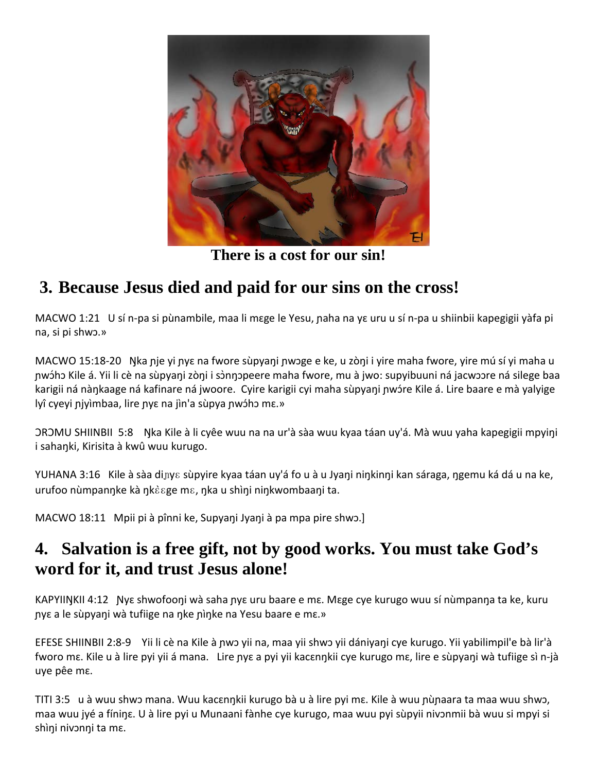There is a cost for our sin!

## 3. Because Jesus died and paid for our sins on the cross!

MACWO 1:21 U sí n-pa si pùnambile, maa li mɛge le Yesu, ɲaha na yɛ uru u sí n-pa u shiinbii kapegigii yàfa pi na, si pi shwɔ.»

MACWO 15:18-20 Ŋka ɲje yi ɲyɛ na fwore sùpyaŋi ɲwɔge e ke, u zòŋi i yire maha fwore, yire mú sí yi maha u ɲwɔ́hɔ Kile á. Yii li cè na sùpyaŋi zòŋi i sɔ̀nŋɔpeere maha fwore, mu à jwo: supyibuuni ná jacwɔɔre ná silege baa karigii ná nàŋkaage ná kafinare ná jwoore. Cyire karigii cyi maha sùpyaŋi ɲwɔ́re Kile á. Lire baare e mà yalyige lyî cyeyi ɲjyìmbaa, lire ɲyɛ na jìn'a sùpya ɲwɔ́hɔ mɛ.»

ƆRƆMU SHIINBII 5:8 Ŋka Kile à li cyêe wuu na na ur'à sàa wuu kyaa táan uy'á. Mà wuu yaha kapegigii mpyiŋi i sahaŋki, Kirisita à kwû wuu kurugo.

YUHANA 3:16 Kile à sàa diɲyɛ sùpyire kyaa táan uy'á fo u à u Jyaŋi niŋkinŋi kan sáraga, ŋgemu ká dá u na ke, urufoo nùmpanŋke kà ŋkɛ̀ɛge mɛ, ŋka u shìŋi niŋkwombaaŋi ta.

MACWO 18:11 Mpii pi à pînni ke, Supyaŋi Jyaŋi à pa mpa pire shwɔ.]

## 4. Salvation is a free gift, not by good works. You must take God's word for it, and trust Jesus alone!

KAPYIIŊKII 4:12 Ɲyɛ shwofooŋi wà saha ɲyɛ uru baare e mɛ. Mɛge cye kurugo wuu sí nùmpanŋa ta ke, kuru ɲyɛ a le sùpyaŋi wà tufiige na ŋke ɲìŋke na Yesu baare e mɛ.»

EFESE SHIINBII 2:8-9 Yii li cè na Kile à ɲwɔ yii na, maa yii shwɔ yii dániyaŋi cye kurugo. Yii yabilimpil'e bà lir'à fworo mɛ. Kile u à lire pyi yii á mana. Lire ɲyɛ a pyi yii kacɛnŋkii cye kurugo mɛ, lire e sùpyaŋi wà tufiige sì n-jà uye pêe mɛ.

TITI 3:5 u à wuu shwɔ mana. Wuu kacɛnŋkii kurugo bà u à lire pyi mɛ. Kile à wuu ɲùɲaara ta maa wuu shwɔ, maa wuu jyé a fíniŋɛ. U à lire pyi u Munaani fànhe cye kurugo, maa wuu pyi sùpyii nivɔnmii bà wuu si mpyi si shìŋi nivɔnŋi ta mɛ.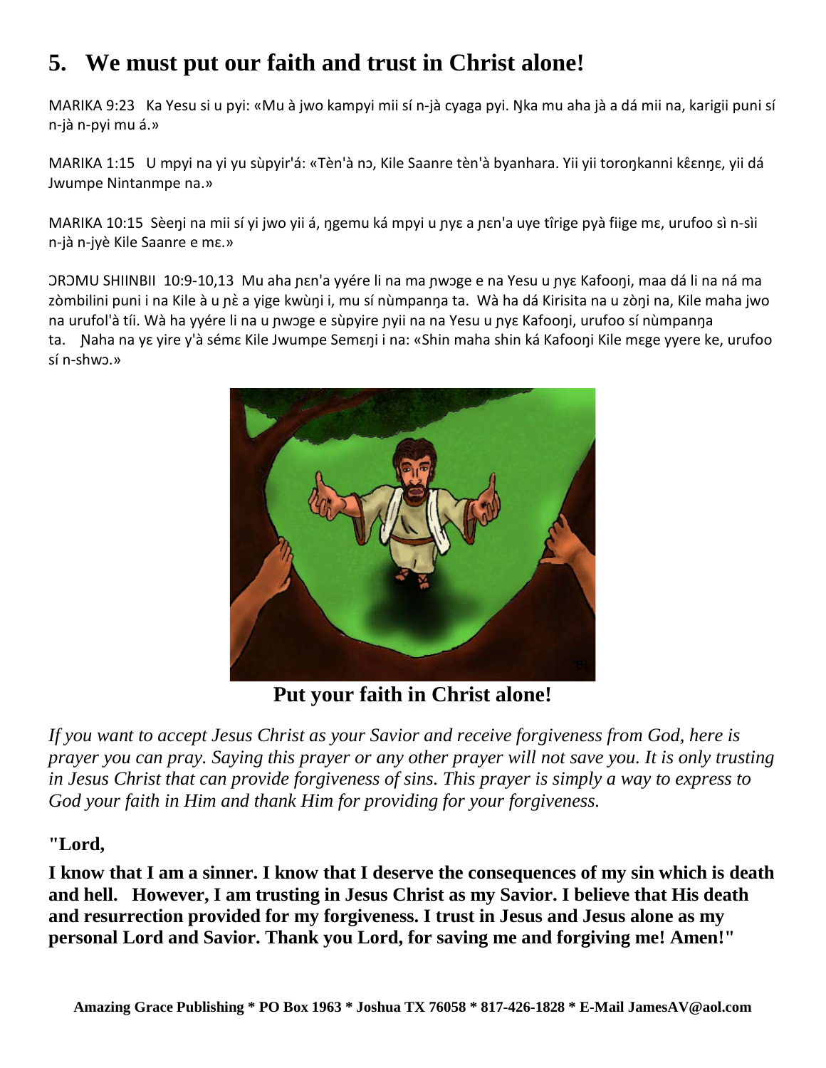# 5. We must put our faith and trust in Christ alone!

MARIKA 9:23 Ka Yesu si u pyi: «Mu à jwo kampyi mii sí n-jà cyaga pyi. Ŋka mu aha jà a dá mii na, karigii puni sí n-jà n-pyi mu á.»

MARIKA 1:15 U mpyi na yi yu sùpyir'á: «Tèn'à nɔ, Kile Saanre tèn'à byanhara. Yii yii toroŋkanni kɛ̂ɛnŋɛ, yii dá Jwumpe Nintanmpe na.»

MARIKA 10:15 Sèeŋi na mii sí yi jwo yii á, ŋgemu ká mpyi u ɲyɛ a ɲɛn'a uye tîrige pyà fiige mɛ, urufoo sì n-sìi n-jà n-jyè Kile Saanre e mɛ.»

ƆRƆMU SHIINBII 10:9-10,13 Mu aha ɲɛn'a yyére li na ma ɲwɔge e na Yesu u ɲyɛ Kafooŋi, maa dá li na ná ma zòmbilini puni i na Kile à u ɲɛ̀ a yige kwùŋi i, mu sí nùmpanŋa ta. Wà ha dá Kirisita na u zòŋi na, Kile maha jwo na urufol'à tíi. Wà ha yyére li na u ɲwɔge e sùpyire ɲyii na na Yesu u ɲyɛ Kafooŋi, urufoo sí nùmpanŋa ta. Ɲaha na yɛ yire y'à sémɛ Kile Jwumpe Semɛŋi i na: «Shin maha shin ká Kafooŋi Kile mɛge yyere ke, urufoo sí n-shwɔ.»

**Put your faith in Christ alone!**

*If you want to accept Jesus Christ as your Savior and receive forgiveness from God, here is prayer you can pray. Saying this prayer or any other prayer will not save you. It is only trusting in Jesus Christ that can provide forgiveness of sins. This prayer is simply a way to express to God your faith in Him and thank Him for providing for your forgiveness.*

**"Lord,**

**I know that I am a sinner. I know that I deserve the consequences of my sin which is death and hell. However, I am trusting in Jesus Christ as my Savior. I believe that His death and resurrection provided for my forgiveness. I trust in Jesus and Jesus alone as my personal Lord and Savior. Thank you Lord, for saving me and forgiving me! Amen!"**

**Amazing Grace Publishing * PO Box 1963 * Joshua TX 76058 * 817-426-1828 * E-Mail JamesAV@aol.com**